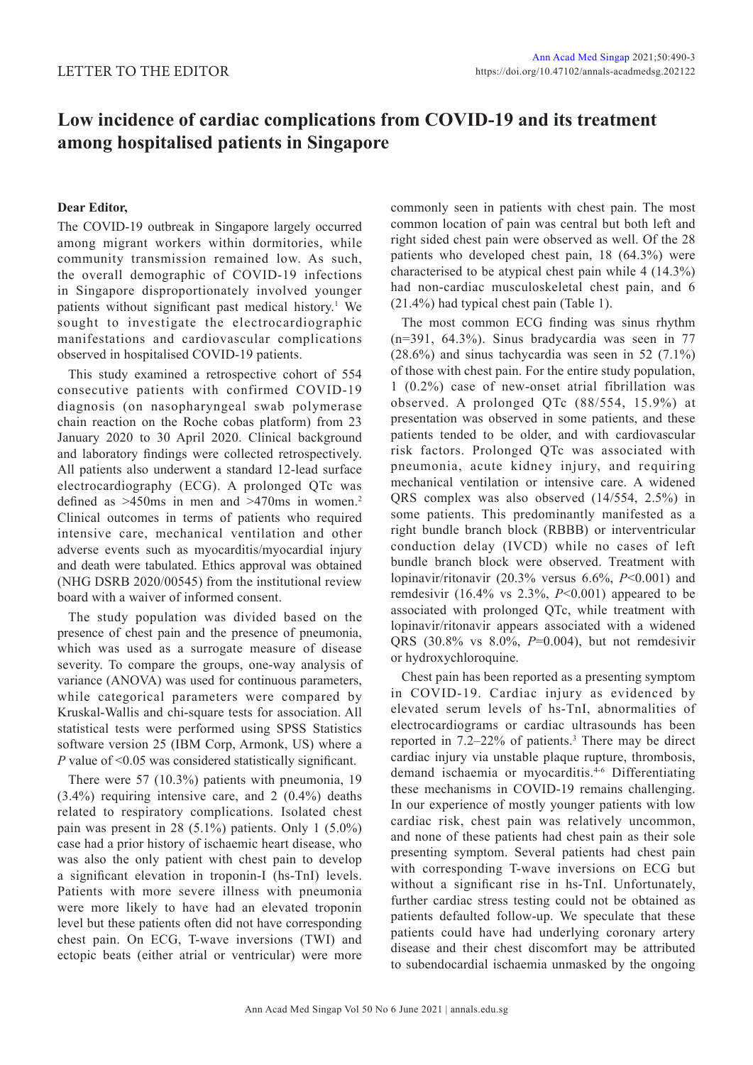LETTER TO THE EDITOR

# Low incidence of cardiac complications from COVID-19 and its treatment among hospitalised patients in Singapore

**Dear Editor,**

The COVID-19 outbreak in Singapore largely occurred among migrant workers within dormitories, while community transmission remained low. As such, the overall demographic of COVID-19 infections in Singapore disproportionately involved younger patients without significant past medical history.[1] We sought to investigate the electrocardiographic manifestations and cardiovascular complications observed in hospitalised COVID-19 patients.

This study examined a retrospective cohort of 554 consecutive patients with confirmed COVID-19 diagnosis (on nasopharyngeal swab polymerase chain reaction on the Roche cobas platform) from 23 January 2020 to 30 April 2020. Clinical background and laboratory findings were collected retrospectively. All patients also underwent a standard 12-lead surface electrocardiography (ECG). A prolonged QTc was defined as >450ms in men and >470ms in women.[2] Clinical outcomes in terms of patients who required intensive care, mechanical ventilation and other adverse events such as myocarditis/myocardial injury and death were tabulated. Ethics approval was obtained (NHG DSRB 2020/00545) from the institutional review board with a waiver of informed consent.

The study population was divided based on the presence of chest pain and the presence of pneumonia, which was used as a surrogate measure of disease severity. To compare the groups, one-way analysis of variance (ANOVA) was used for continuous parameters, while categorical parameters were compared by Kruskal-Wallis and chi-square tests for association. All statistical tests were performed using SPSS Statistics software version 25 (IBM Corp, Armonk, US) where a *P* value of <0.05 was considered statistically significant.

There were 57 (10.3%) patients with pneumonia, 19 (3.4%) requiring intensive care, and 2 (0.4%) deaths related to respiratory complications. Isolated chest pain was present in 28 (5.1%) patients. Only 1 (5.0%) case had a prior history of ischaemic heart disease, who was also the only patient with chest pain to develop a significant elevation in troponin-I (hs-TnI) levels. Patients with more severe illness with pneumonia were more likely to have had an elevated troponin level but these patients often did not have corresponding chest pain. On ECG, T-wave inversions (TWI) and ectopic beats (either atrial or ventricular) were more commonly seen in patients with chest pain. The most common location of pain was central but both left and right sided chest pain were observed as well. Of the 28 patients who developed chest pain, 18 (64.3%) were characterised to be atypical chest pain while 4 (14.3%) had non-cardiac musculoskeletal chest pain, and 6 (21.4%) had typical chest pain (Table 1).

The most common ECG finding was sinus rhythm (n=391, 64.3%). Sinus bradycardia was seen in 77 (28.6%) and sinus tachycardia was seen in 52 (7.1%) of those with chest pain. For the entire study population, 1 (0.2%) case of new-onset atrial fibrillation was observed. A prolonged QTc (88/554, 15.9%) at presentation was observed in some patients, and these patients tended to be older, and with cardiovascular risk factors. Prolonged QTc was associated with pneumonia, acute kidney injury, and requiring mechanical ventilation or intensive care. A widened QRS complex was also observed (14/554, 2.5%) in some patients. This predominantly manifested as a right bundle branch block (RBBB) or interventricular conduction delay (IVCD) while no cases of left bundle branch block were observed. Treatment with lopinavir/ritonavir (20.3% versus 6.6%, *P*<0.001) and remdesivir (16.4% vs 2.3%, *P*<0.001) appeared to be associated with prolonged QTc, while treatment with lopinavir/ritonavir appears associated with a widened QRS (30.8% vs 8.0%, *P*=0.004), but not remdesivir or hydroxychloroquine.

Chest pain has been reported as a presenting symptom in COVID-19. Cardiac injury as evidenced by elevated serum levels of hs-TnI, abnormalities of electrocardiograms or cardiac ultrasounds has been reported in 7.2–22% of patients.[3] There may be direct cardiac injury via unstable plaque rupture, thrombosis, demand ischaemia or myocarditis.[4-6] Differentiating these mechanisms in COVID-19 remains challenging. In our experience of mostly younger patients with low cardiac risk, chest pain was relatively uncommon, and none of these patients had chest pain as their sole presenting symptom. Several patients had chest pain with corresponding T-wave inversions on ECG but without a significant rise in hs-TnI. Unfortunately, further cardiac stress testing could not be obtained as patients defaulted follow-up. We speculate that these patients could have had underlying coronary artery disease and their chest discomfort may be attributed to subendocardial ischaemia unmasked by the ongoing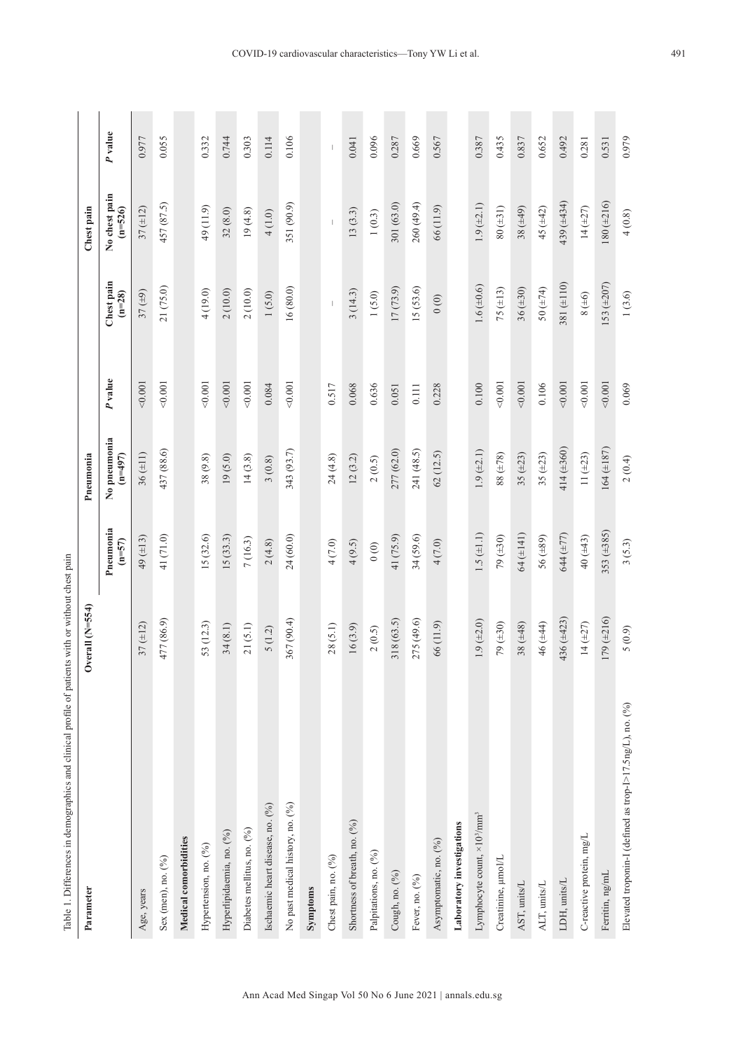Table 1. Differences in demographics and clinical profile of patients with or without chest pain

| Parameter | Overall (N=554) | Pneumonia | | | Chest pain | | |
|---|---|---|---|---|---|---|---|
| | | Pneumonia (n=57) | No pneumonia (n=497) | *P* value | Chest pain (n=28) | No chest pain (n=526) | *P* value |
| Age, years | 37 (±12) | 49 (±13) | 36 (±11) | <0.001 | 37 (±9) | 37 (±12) | 0.977 |
| Sex (men), no. (%) | 477 (86.9) | 41 (71.0) | 437 (88.6) | <0.001 | 21 (75.0) | 457 (87.5) | 0.055 |
| **Medical comorbidities** | | | | | | | |
| Hypertension, no. (%) | 53 (12.3) | 15 (32.6) | 38 (9.8) | <0.001 | 4 (19.0) | 49 (11.9) | 0.332 |
| Hyperlipidaemia, no. (%) | 34 (8.1) | 15 (33.3) | 19 (5.0) | <0.001 | 2 (10.0) | 32 (8.0) | 0.744 |
| Diabetes mellitus, no. (%) | 21 (5.1) | 7 (16.3) | 14 (3.8) | <0.001 | 2 (10.0) | 19 (4.8) | 0.303 |
| Ischaemic heart disease, no. (%) | 5 (1.2) | 2 (4.8) | 3 (0.8) | 0.084 | 1 (5.0) | 4 (1.0) | 0.114 |
| No past medical history, no. (%) | 367 (90.4) | 24 (60.0) | 343 (93.7) | <0.001 | 16 (80.0) | 351 (90.9) | 0.106 |
| **Symptoms** | | | | | | | |
| Chest pain, no. (%) | 28 (5.1) | 4 (7.0) | 24 (4.8) | 0.517 | – | – | – |
| Shortness of breath, no. (%) | 16 (3.9) | 4 (9.5) | 12 (3.2) | 0.068 | 3 (14.3) | 13 (3.3) | 0.041 |
| Palpitations, no. (%) | 2 (0.5) | 0 (0) | 2 (0.5) | 0.636 | 1 (5.0) | 1 (0.3) | 0.096 |
| Cough, no. (%) | 318 (63.5) | 41 (75.9) | 277 (62.0) | 0.051 | 17 (73.9) | 301 (63.0) | 0.287 |
| Fever, no. (%) | 275 (49.6) | 34 (59.6) | 241 (48.5) | 0.111 | 15 (53.6) | 260 (49.4) | 0.669 |
| Asymptomatic, no. (%) | 66 (11.9) | 4 (7.0) | 62 (12.5) | 0.228 | 0 (0) | 66 (11.9) | 0.567 |
| **Laboratory investigations** | | | | | | | |
| Lymphocyte count, $\times 10^3$/mm$^3$ | 1.9 (±2.0) | 1.5 (±1.1) | 1.9 (±2.1) | 0.100 | 1.6 (±0.6) | 1.9 (±2.1) | 0.387 |
| Creatinine, μmol/L | 79 (±30) | 79 (±30) | 88 (±78) | <0.001 | 75 (±13) | 80 (±31) | 0.435 |
| AST, units/L | 38 (±48) | 64 (±141) | 35 (±23) | <0.001 | 36 (±30) | 38 (±49) | 0.837 |
| ALT, units/L | 46 (±44) | 56 (±89) | 35 (±23) | 0.106 | 50 (±74) | 45 (±42) | 0.652 |
| LDH, units/L | 436 (±423) | 644 (±77) | 414 (±360) | <0.001 | 381 (±110) | 439 (±434) | 0.492 |
| C-reactive protein, mg/L | 14 (±27) | 40 (±43) | 11 (±23) | <0.001 | 8 (±6) | 14 (±27) | 0.281 |
| Ferritin, ng/mL | 179 (±216) | 353 (±385) | 164 (±187) | <0.001 | 153 (±207) | 180 (±216) | 0.531 |
| Elevated troponin-I (defined as trop-I>17.5ng/L), no. (%) | 5 (0.9) | 3 (5.3) | 2 (0.4) | 0.069 | 1 (3.6) | 4 (0.8) | 0.979 |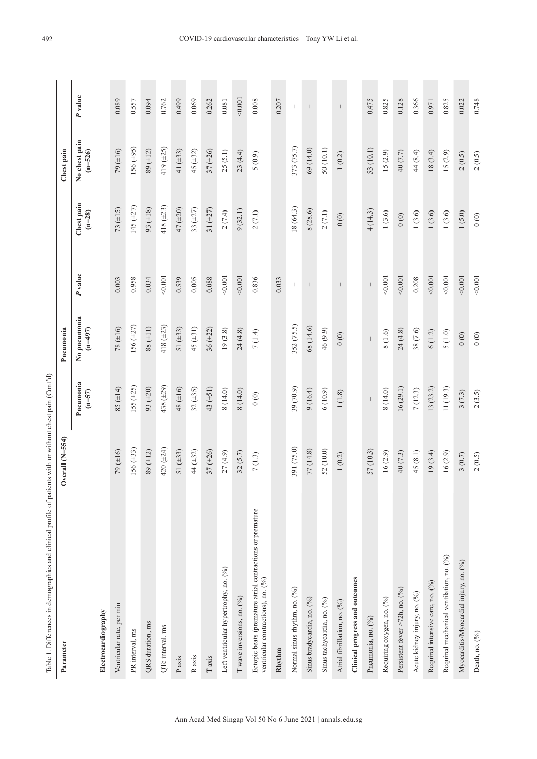Table 1. Differences in demographics and clinical profile of patients with or without chest pain (Cont'd)

| Parameter | Overall (N=554) | Pneumonia | | | Chest pain | | |
|---|---|---|---|---|---|---|---|
| | | Pneumonia (n=57) | No pneumonia (n=497) | *P* value | Chest pain (n=28) | No chest pain (n=526) | *P* value |
| **Electrocardiography** | | | | | | | |
| Ventricular rate, per min | 79 (±16) | 85 (±14) | 78 (±16) | 0.003 | 73 (±15) | 79 (±16) | 0.089 |
| PR interval, ms | 156 (±33) | 155 (±25) | 156 (±27) | 0.958 | 145 (±27) | 156 (±95) | 0.557 |
| QRS duration, ms | 89 (±12) | 93 (±20) | 88 (±11) | 0.034 | 93 (±18) | 89 (±12) | 0.094 |
| QTc interval, ms | 420 (±24) | 438 (±29) | 418 (±23) | <0.001 | 418 (±23) | 419 (±25) | 0.762 |
| P axis | 51 (±33) | 48 (±16) | 51 (±33) | 0.539 | 47 (±20) | 41 (±33) | 0.499 |
| R axis | 44 (±32) | 32 (±35) | 45 (±31) | 0.005 | 33 (±27) | 45 (±32) | 0.069 |
| T axis | 37 (±26) | 43 (±51) | 36 (±22) | 0.088 | 31 (±27) | 37 (±26) | 0.262 |
| Left ventricular hypertrophy, no. (%) | 27 (4.9) | 8 (14.0) | 19 (3.8) | <0.001 | 2 (7.4) | 25 (5.1) | 0.081 |
| T wave inversions, no. (%) | 32 (5.7) | 8 (14.0) | 24 (4.8) | <0.001 | 9 (32.1) | 23 (4.4) | <0.001 |
| Ectopic beats (premature atrial contractions or premature ventricular contractions), no. (%) | 7 (1.3) | 0 (0) | 7 (1.4) | 0.836 | 2 (7.1) | 5 (0.9) | 0.008 |
| **Rhythm** | | | | 0.033 | | | 0.207 |
| Normal sinus rhythm, no. (%) | 391 (75.0) | 39 (70.9) | 352 (75.5) | – | 18 (64.3) | 373 (75.7) | – |
| Sinus bradycardia, no. (%) | 77 (14.8) | 9 (16.4) | 68 (14.6) | – | 8 (28.6) | 69 (14.0) | – |
| Sinus tachycardia, no. (%) | 52 (10.0) | 6 (10.9) | 46 (9.9) | – | 2 (7.1) | 50 (10.1) | – |
| Atrial fibrillation, no. (%) | 1 (0.2) | 1 (1.8) | 0 (0) | – | 0 (0) | 1 (0.2) | – |
| **Clinical progress and outcomes** | | | | | | | |
| Pneumonia, no. (%) | 57 (10.3) | – | – | – | 4 (14.3) | 53 (10.1) | 0.475 |
| Requiring oxygen, no. (%) | 16 (2.9) | 8 (14.0) | 8 (1.6) | <0.001 | 1 (3.6) | 15 (2.9) | 0.825 |
| Persistent fever >72h, no. (%) | 40 (7.3) | 16 (29.1) | 24 (4.8) | <0.001 | 0 (0) | 40 (7.7) | 0.128 |
| Acute kidney injury, no. (%) | 45 (8.1) | 7 (12.3) | 38 (7.6) | 0.208 | 1 (3.6) | 44 (8.4) | 0.366 |
| Required intensive care, no. (%) | 19 (3.4) | 13 (23.2) | 6 (1.2) | <0.001 | 1 (3.6) | 18 (3.4) | 0.971 |
| Required mechanical ventilation, no. (%) | 16 (2.9) | 11 (19.3) | 5 (1.0) | <0.001 | 1 (3.6) | 15 (2.9) | 0.825 |
| Myocarditis/Myocardial injury, no. (%) | 3 (0.7) | 3 (7.3) | 0 (0) | <0.001 | 1 (5.0) | 2 (0.5) | 0.022 |
| Death, no. (%) | 2 (0.5) | 2 (3.5) | 0 (0) | <0.001 | 0 (0) | 2 (0.5) | 0.748 |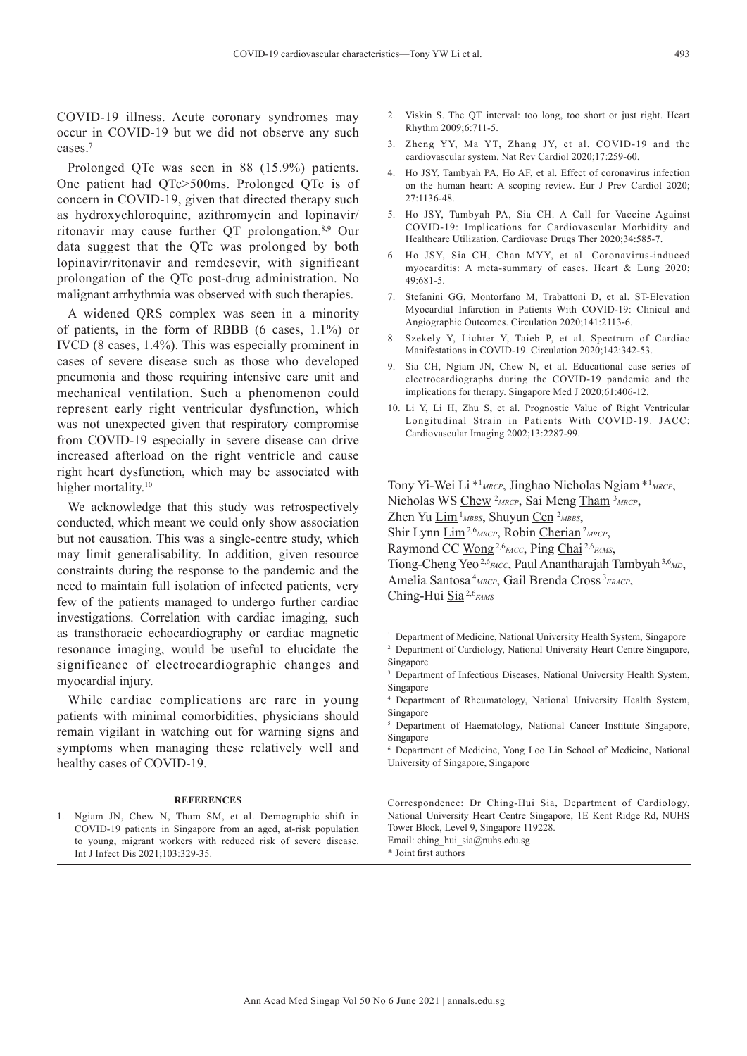COVID-19 illness. Acute coronary syndromes may occur in COVID-19 but we did not observe any such cases.[7]

Prolonged QTc was seen in 88 (15.9%) patients. One patient had QTc>500ms. Prolonged QTc is of concern in COVID-19, given that directed therapy such as hydroxychloroquine, azithromycin and lopinavir/ritonavir may cause further QT prolongation.[8,9] Our data suggest that the QTc was prolonged by both lopinavir/ritonavir and remdesevir, with significant prolongation of the QTc post-drug administration. No malignant arrhythmia was observed with such therapies.

A widened QRS complex was seen in a minority of patients, in the form of RBBB (6 cases, 1.1%) or IVCD (8 cases, 1.4%). This was especially prominent in cases of severe disease such as those who developed pneumonia and those requiring intensive care unit and mechanical ventilation. Such a phenomenon could represent early right ventricular dysfunction, which was not unexpected given that respiratory compromise from COVID-19 especially in severe disease can drive increased afterload on the right ventricle and cause right heart dysfunction, which may be associated with higher mortality.[10]

We acknowledge that this study was retrospectively conducted, which meant we could only show association but not causation. This was a single-centre study, which may limit generalisability. In addition, given resource constraints during the response to the pandemic and the need to maintain full isolation of infected patients, very few of the patients managed to undergo further cardiac investigations. Correlation with cardiac imaging, such as transthoracic echocardiography or cardiac magnetic resonance imaging, would be useful to elucidate the significance of electrocardiographic changes and myocardial injury.

While cardiac complications are rare in young patients with minimal comorbidities, physicians should remain vigilant in watching out for warning signs and symptoms when managing these relatively well and healthy cases of COVID-19.

### REFERENCES

1. Ngiam JN, Chew N, Tham SM, et al. Demographic shift in COVID-19 patients in Singapore from an aged, at-risk population to young, migrant workers with reduced risk of severe disease. Int J Infect Dis 2021;103:329-35.
2. Viskin S. The QT interval: too long, too short or just right. Heart Rhythm 2009;6:711-5.
3. Zheng YY, Ma YT, Zhang JY, et al. COVID-19 and the cardiovascular system. Nat Rev Cardiol 2020;17:259-60.
4. Ho JSY, Tambyah PA, Ho AF, et al. Effect of coronavirus infection on the human heart: A scoping review. Eur J Prev Cardiol 2020; 27:1136-48.
5. Ho JSY, Tambyah PA, Sia CH. A Call for Vaccine Against COVID-19: Implications for Cardiovascular Morbidity and Healthcare Utilization. Cardiovasc Drugs Ther 2020;34:585-7.
6. Ho JSY, Sia CH, Chan MYY, et al. Coronavirus-induced myocarditis: A meta-summary of cases. Heart & Lung 2020; 49:681-5.
7. Stefanini GG, Montorfano M, Trabattoni D, et al. ST-Elevation Myocardial Infarction in Patients With COVID-19: Clinical and Angiographic Outcomes. Circulation 2020;141:2113-6.
8. Szekely Y, Lichter Y, Taieb P, et al. Spectrum of Cardiac Manifestations in COVID-19. Circulation 2020;142:342-53.
9. Sia CH, Ngiam JN, Chew N, et al. Educational case series of electrocardiographs during the COVID-19 pandemic and the implications for therapy. Singapore Med J 2020;61:406-12.
10. Li Y, Li H, Zhu S, et al. Prognostic Value of Right Ventricular Longitudinal Strain in Patients With COVID-19. JACC: Cardiovascular Imaging 2002;13:2287-99.

Tony Yi-Wei Li *[1] *MRCP*, Jinghao Nicholas Ngiam *[1] *MRCP*, Nicholas WS Chew [2] *MRCP*, Sai Meng Tham [3] *MRCP*, Zhen Yu Lim [1] *MBBS*, Shuyun Cen [2] *MBBS*, Shir Lynn Lim [2,6] *MRCP*, Robin Cherian [2] *MRCP*, Raymond CC Wong [2,6] *FACC*, Ping Chai [2,6] *FAMS*, Tiong-Cheng Yeo [2,6] *FACC*, Paul Anantharajah Tambyah [3,6] *MD*, Amelia Santosa [4] *MRCP*, Gail Brenda Cross [3] *FRACP*, Ching-Hui Sia [2,6] *FAMS*

[1] Department of Medicine, National University Health System, Singapore
[2] Department of Cardiology, National University Heart Centre Singapore, Singapore
[3] Department of Infectious Diseases, National University Health System, Singapore
[4] Department of Rheumatology, National University Health System, Singapore
[5] Department of Haematology, National Cancer Institute Singapore, Singapore
[6] Department of Medicine, Yong Loo Lin School of Medicine, National University of Singapore, Singapore

Correspondence: Dr Ching-Hui Sia, Department of Cardiology, National University Heart Centre Singapore, 1E Kent Ridge Rd, NUHS Tower Block, Level 9, Singapore 119228.
Email: ching_hui_sia@nuhs.edu.sg
* Joint first authors